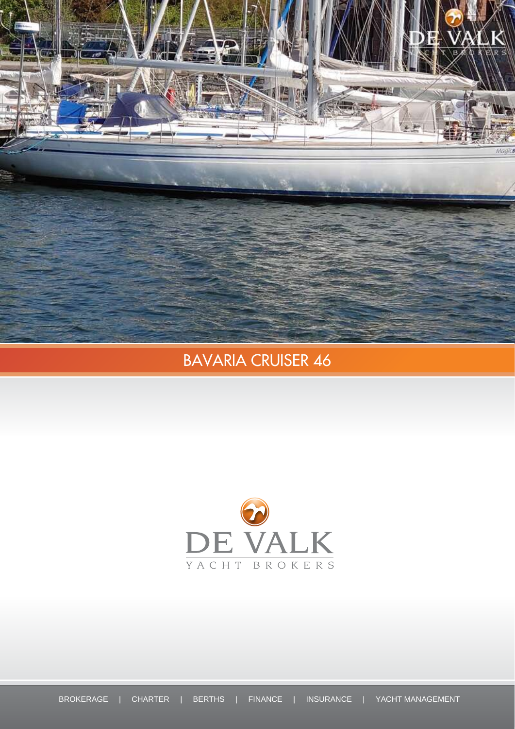# BAVARIA CRUISER 46

DE VALK

YACHT BROKERS

BROKERAGE | CHARTER | BERTHS | FINANCE | INSURANCE | YACHT MANAGEMENT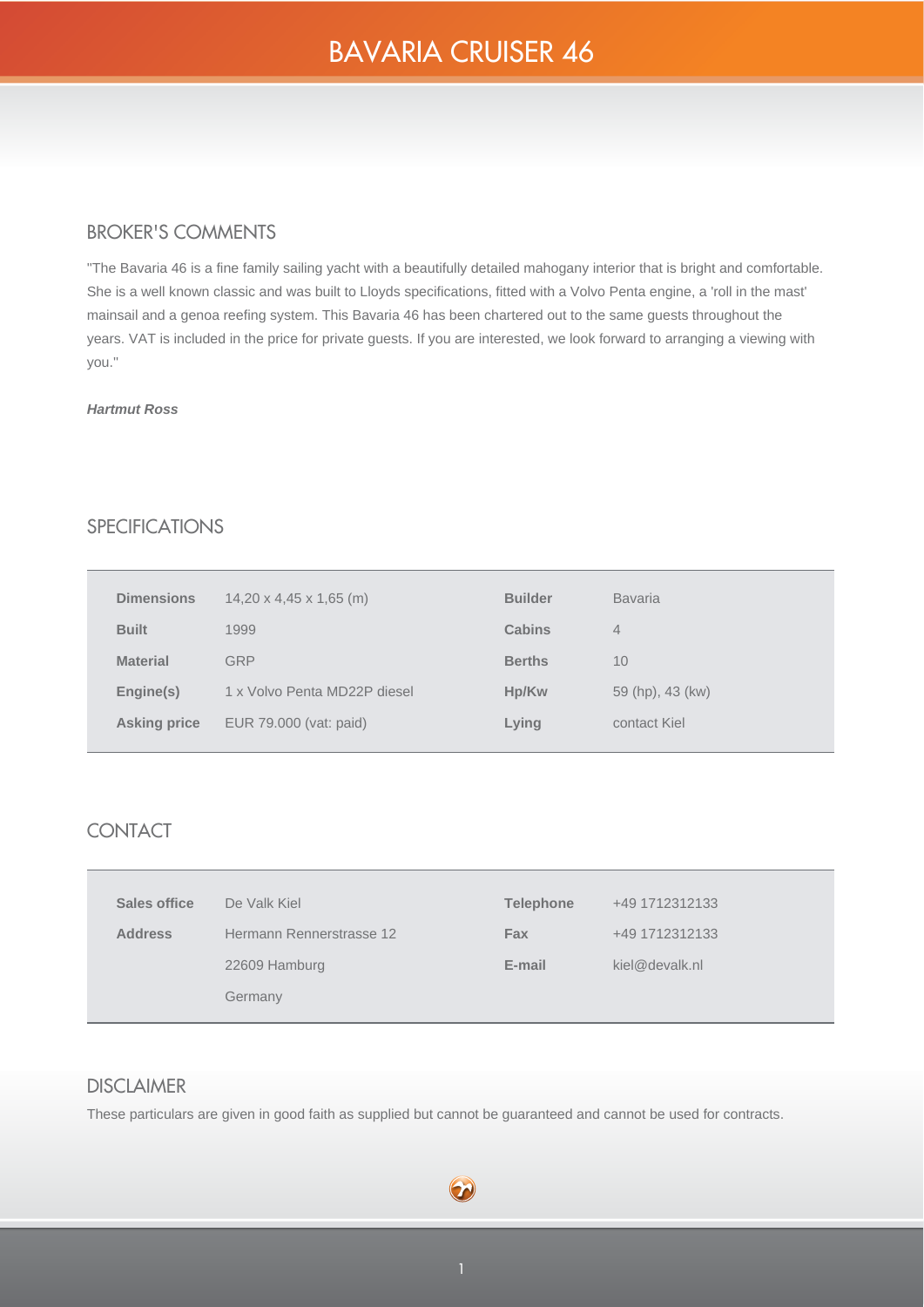# BAVARIA CRUISER 46

## BROKER'S COMMENTS

"The Bavaria 46 is a fine family sailing yacht with a beautifully detailed mahogany interior that is bright and comfortable. She is a well known classic and was built to Lloyds specifications, fitted with a Volvo Penta engine, a 'roll in the mast' mainsail and a genoa reefing system. This Bavaria 46 has been chartered out to the same guests throughout the years. VAT is included in the price for private guests. If you are interested, we look forward to arranging a viewing with you."

***Hartmut Ross***

## SPECIFICATIONS

| | | | |
|---|---|---|---|
| **Dimensions** | 14,20 x 4,45 x 1,65 (m) | **Builder** | Bavaria |
| **Built** | 1999 | **Cabins** | 4 |
| **Material** | GRP | **Berths** | 10 |
| **Engine(s)** | 1 x Volvo Penta MD22P diesel | **Hp/Kw** | 59 (hp), 43 (kw) |
| **Asking price** | EUR 79.000 (vat: paid) | **Lying** | contact Kiel |

## CONTACT

| | | | |
|---|---|---|---|
| **Sales office** | De Valk Kiel | **Telephone** | +49 1712312133 |
| **Address** | Hermann Rennerstrasse 12 | **Fax** | +49 1712312133 |
| | 22609 Hamburg | **E-mail** | kiel@devalk.nl |
| | Germany | | |

## DISCLAIMER

These particulars are given in good faith as supplied but cannot be guaranteed and cannot be used for contracts.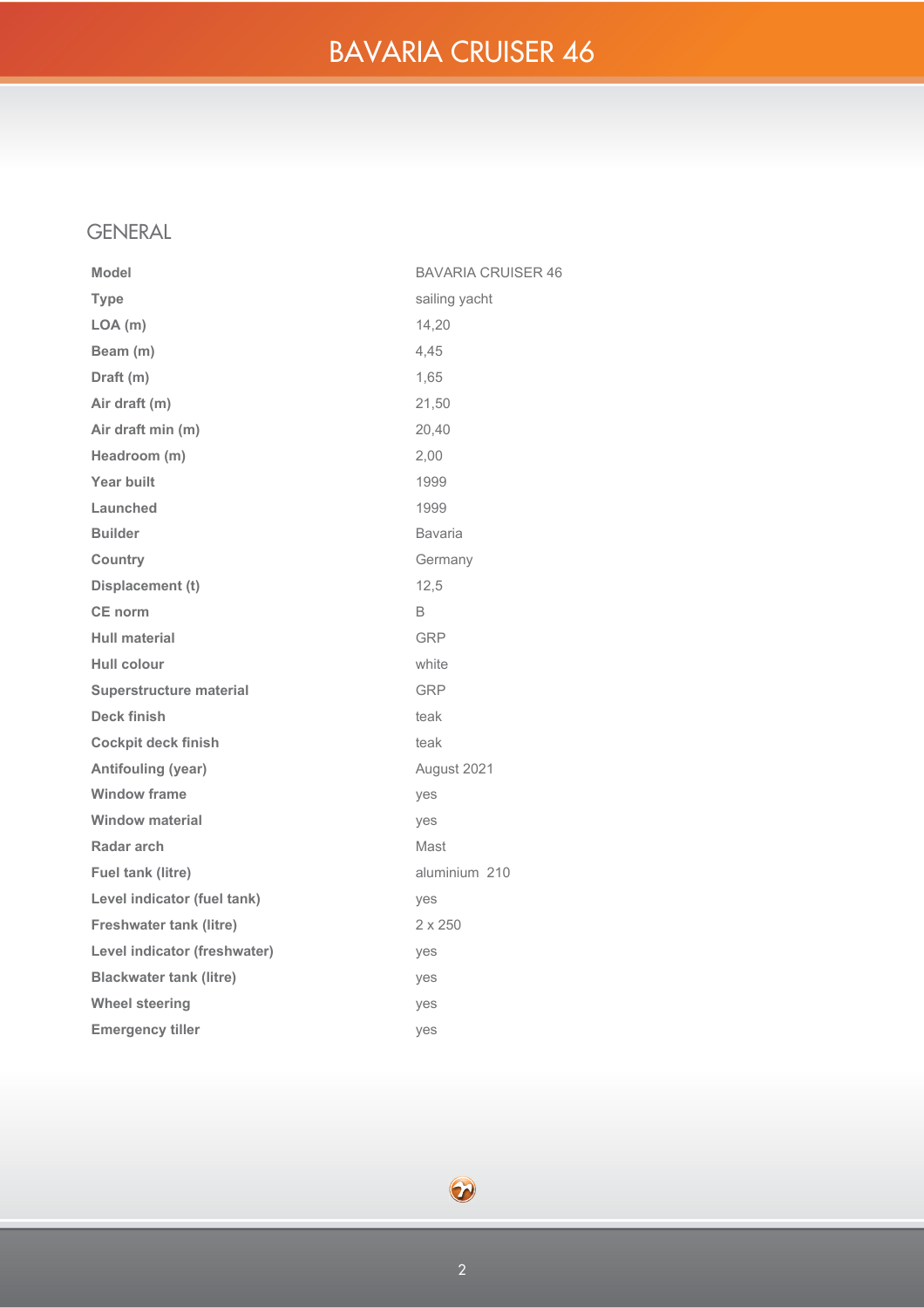# BAVARIA CRUISER 46

## GENERAL

| | |
|---|---|
| **Model** | BAVARIA CRUISER 46 |
| **Type** | sailing yacht |
| **LOA (m)** | 14,20 |
| **Beam (m)** | 4,45 |
| **Draft (m)** | 1,65 |
| **Air draft (m)** | 21,50 |
| **Air draft min (m)** | 20,40 |
| **Headroom (m)** | 2,00 |
| **Year built** | 1999 |
| **Launched** | 1999 |
| **Builder** | Bavaria |
| **Country** | Germany |
| **Displacement (t)** | 12,5 |
| **CE norm** | B |
| **Hull material** | GRP |
| **Hull colour** | white |
| **Superstructure material** | GRP |
| **Deck finish** | teak |
| **Cockpit deck finish** | teak |
| **Antifouling (year)** | August 2021 |
| **Window frame** | yes |
| **Window material** | yes |
| **Radar arch** | Mast |
| **Fuel tank (litre)** | aluminium 210 |
| **Level indicator (fuel tank)** | yes |
| **Freshwater tank (litre)** | 2 x 250 |
| **Level indicator (freshwater)** | yes |
| **Blackwater tank (litre)** | yes |
| **Wheel steering** | yes |
| **Emergency tiller** | yes |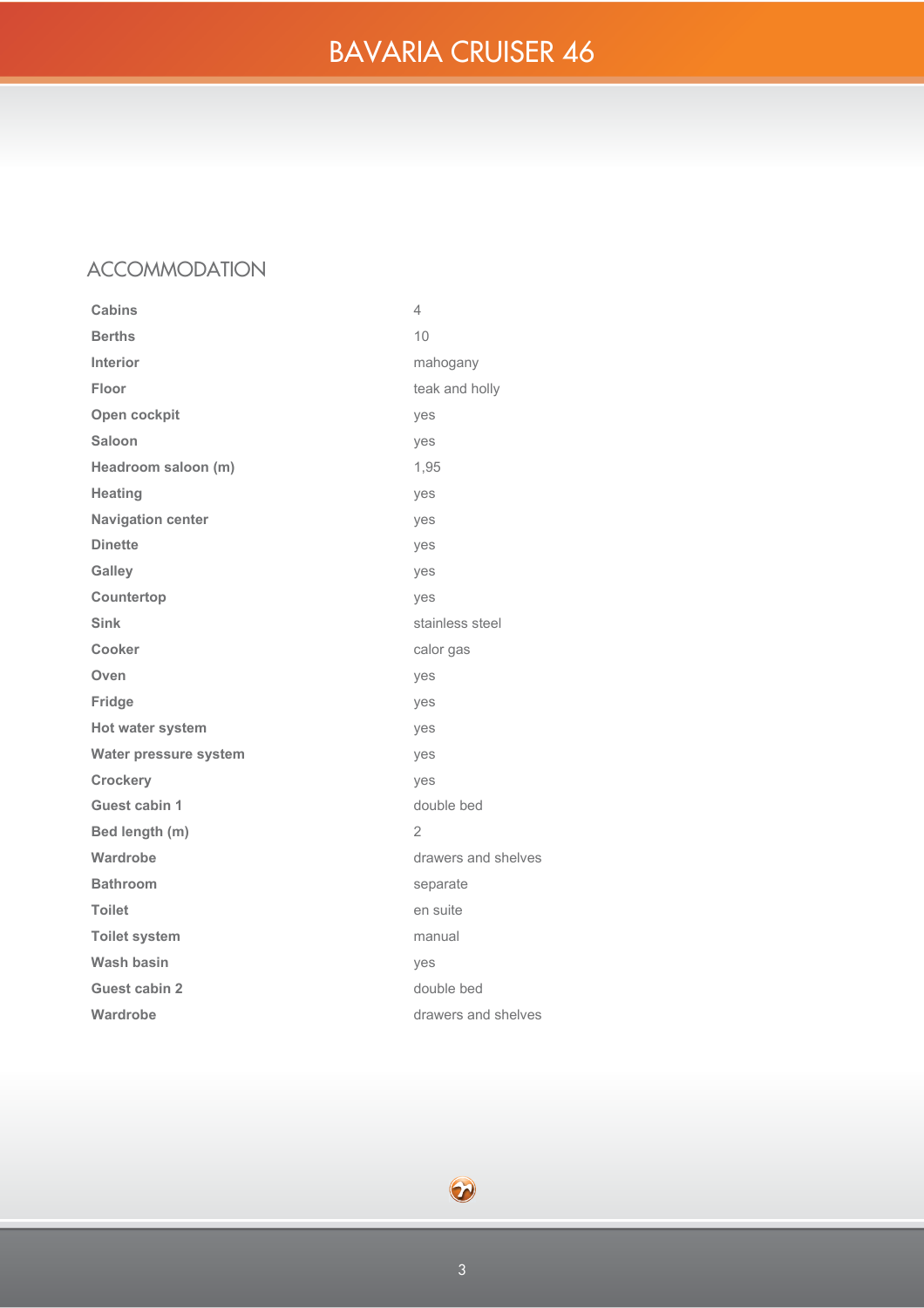# BAVARIA CRUISER 46

## ACCOMMODATION

| | |
|---|---|
| **Cabins** | 4 |
| **Berths** | 10 |
| **Interior** | mahogany |
| **Floor** | teak and holly |
| **Open cockpit** | yes |
| **Saloon** | yes |
| **Headroom saloon (m)** | 1,95 |
| **Heating** | yes |
| **Navigation center** | yes |
| **Dinette** | yes |
| **Galley** | yes |
| **Countertop** | yes |
| **Sink** | stainless steel |
| **Cooker** | calor gas |
| **Oven** | yes |
| **Fridge** | yes |
| **Hot water system** | yes |
| **Water pressure system** | yes |
| **Crockery** | yes |
| **Guest cabin 1** | double bed |
| **Bed length (m)** | 2 |
| **Wardrobe** | drawers and shelves |
| **Bathroom** | separate |
| **Toilet** | en suite |
| **Toilet system** | manual |
| **Wash basin** | yes |
| **Guest cabin 2** | double bed |
| **Wardrobe** | drawers and shelves |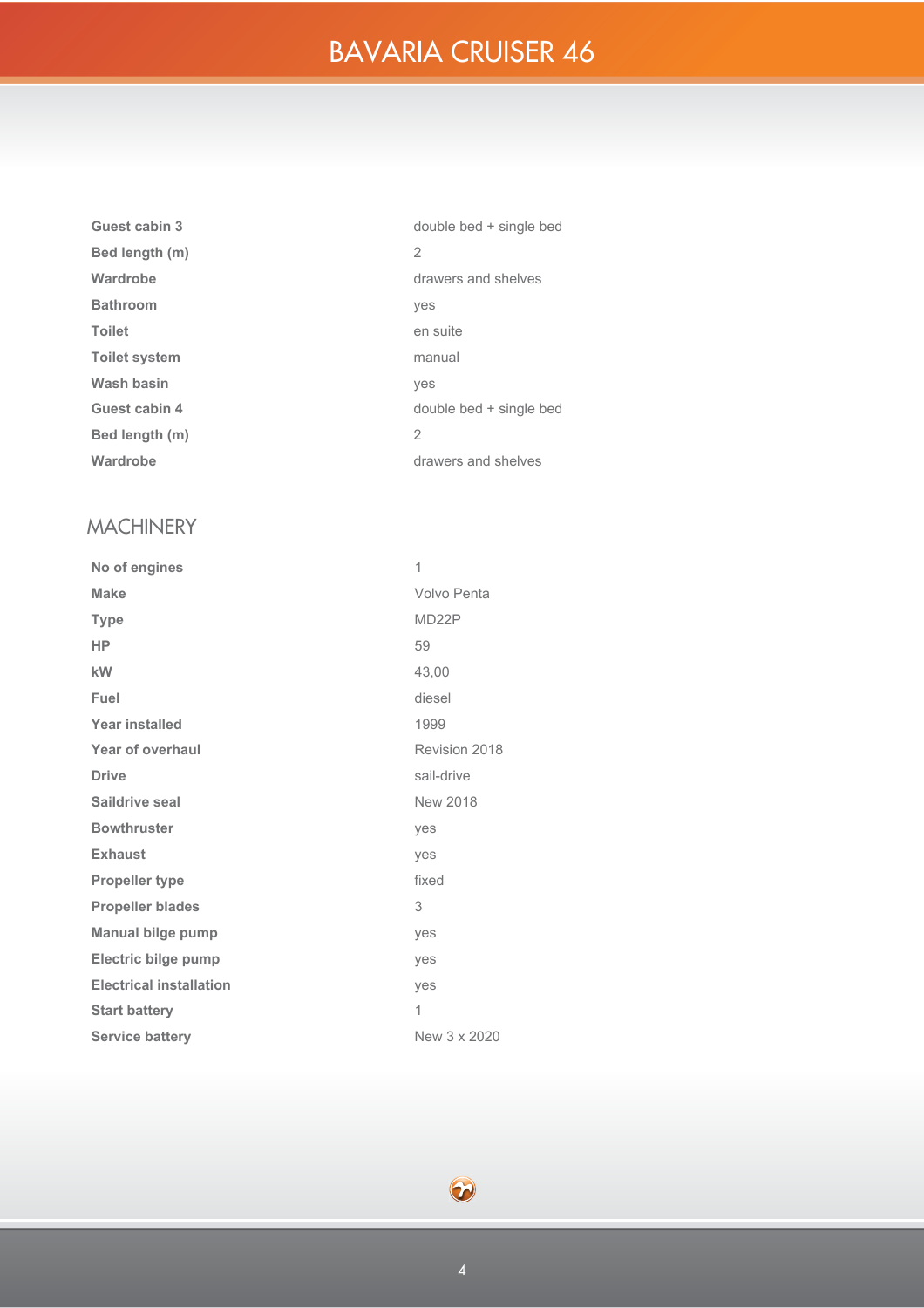| | |
|---|---|
| **Guest cabin 3** | double bed + single bed |
| **Bed length (m)** | 2 |
| **Wardrobe** | drawers and shelves |
| **Bathroom** | yes |
| **Toilet** | en suite |
| **Toilet system** | manual |
| **Wash basin** | yes |
| **Guest cabin 4** | double bed + single bed |
| **Bed length (m)** | 2 |
| **Wardrobe** | drawers and shelves |

## MACHINERY

| | |
|---|---|
| **No of engines** | 1 |
| **Make** | Volvo Penta |
| **Type** | MD22P |
| **HP** | 59 |
| **kW** | 43,00 |
| **Fuel** | diesel |
| **Year installed** | 1999 |
| **Year of overhaul** | Revision 2018 |
| **Drive** | sail-drive |
| **Saildrive seal** | New 2018 |
| **Bowthruster** | yes |
| **Exhaust** | yes |
| **Propeller type** | fixed |
| **Propeller blades** | 3 |
| **Manual bilge pump** | yes |
| **Electric bilge pump** | yes |
| **Electrical installation** | yes |
| **Start battery** | 1 |
| **Service battery** | New 3 x 2020 |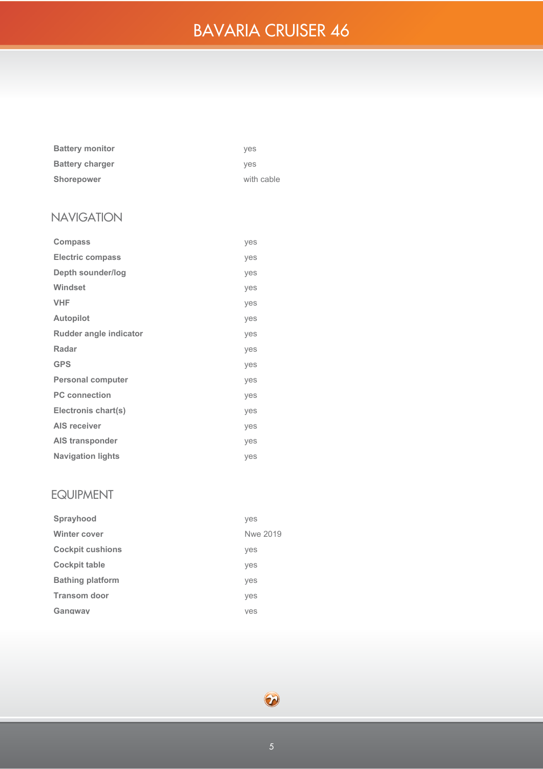| | |
|---|---|
| **Battery monitor** | yes |
| **Battery charger** | yes |
| **Shorepower** | with cable |

## NAVIGATION

| | |
|---|---|
| **Compass** | yes |
| **Electric compass** | yes |
| **Depth sounder/log** | yes |
| **Windset** | yes |
| **VHF** | yes |
| **Autopilot** | yes |
| **Rudder angle indicator** | yes |
| **Radar** | yes |
| **GPS** | yes |
| **Personal computer** | yes |
| **PC connection** | yes |
| **Electronis chart(s)** | yes |
| **AIS receiver** | yes |
| **AIS transponder** | yes |
| **Navigation lights** | yes |

## EQUIPMENT

| | |
|---|---|
| **Sprayhood** | yes |
| **Winter cover** | Nwe 2019 |
| **Cockpit cushions** | yes |
| **Cockpit table** | yes |
| **Bathing platform** | yes |
| **Transom door** | yes |
| **Gangway** | yes |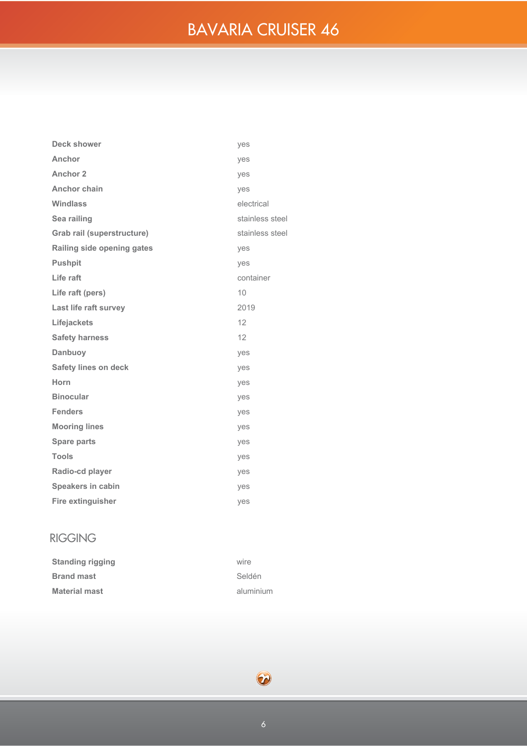| | |
|---|---|
| **Deck shower** | yes |
| **Anchor** | yes |
| **Anchor 2** | yes |
| **Anchor chain** | yes |
| **Windlass** | electrical |
| **Sea railing** | stainless steel |
| **Grab rail (superstructure)** | stainless steel |
| **Railing side opening gates** | yes |
| **Pushpit** | yes |
| **Life raft** | container |
| **Life raft (pers)** | 10 |
| **Last life raft survey** | 2019 |
| **Lifejackets** | 12 |
| **Safety harness** | 12 |
| **Danbuoy** | yes |
| **Safety lines on deck** | yes |
| **Horn** | yes |
| **Binocular** | yes |
| **Fenders** | yes |
| **Mooring lines** | yes |
| **Spare parts** | yes |
| **Tools** | yes |
| **Radio-cd player** | yes |
| **Speakers in cabin** | yes |
| **Fire extinguisher** | yes |

## RIGGING

| | |
|---|---|
| **Standing rigging** | wire |
| **Brand mast** | Seldén |
| **Material mast** | aluminium |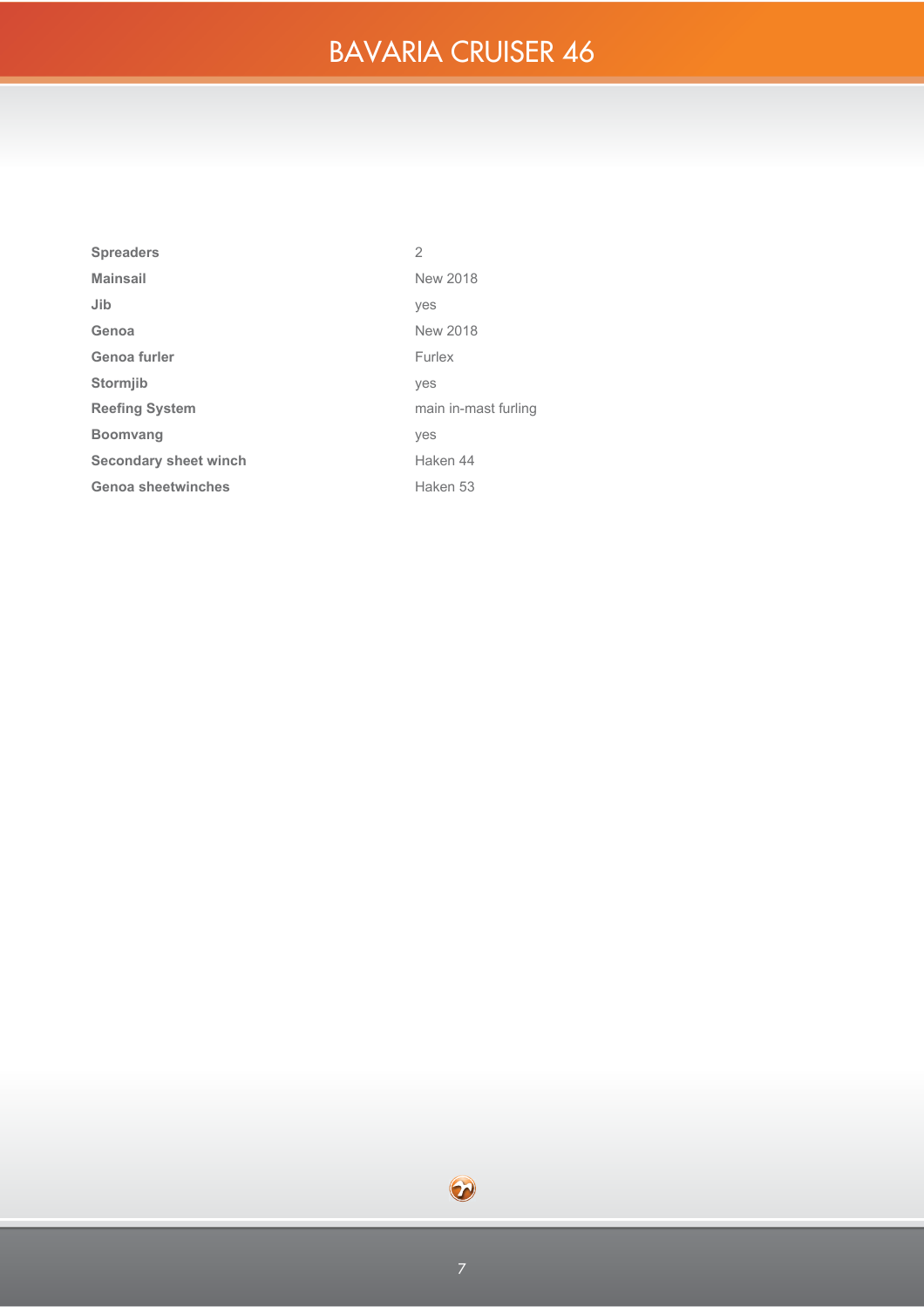| | |
|---|---|
| **Spreaders** | 2 |
| **Mainsail** | New 2018 |
| **Jib** | yes |
| **Genoa** | New 2018 |
| **Genoa furler** | Furlex |
| **Stormjib** | yes |
| **Reefing System** | main in-mast furling |
| **Boomvang** | yes |
| **Secondary sheet winch** | Haken 44 |
| **Genoa sheetwinches** | Haken 53 |